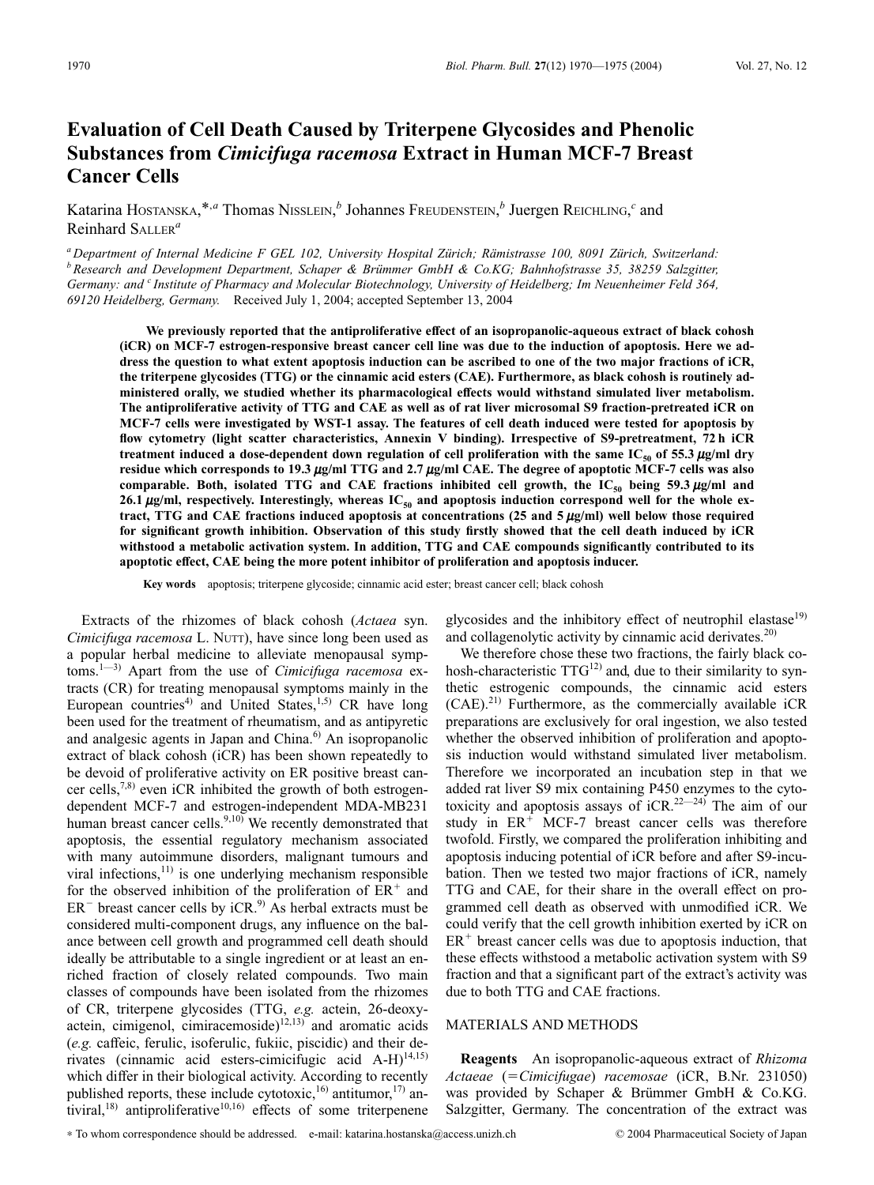# Evaluation of Cell Death Caused by Triterpene Glycosides and Phenolic Substances from *Cimicifuga racemosa* Extract in Human MCF-7 Breast Cancer Cells

Katarina HOSTANSKA,*[,a] Thomas NISSLEIN,[b] Johannes FREUDENSTEIN,[b] Juergen REICHLING,[c] and Reinhard SALLER[a]

[a] Department of Internal Medicine F GEL 102, University Hospital Zürich; Rämistrasse 100, 8091 Zürich, Switzerland: [b] Research and Development Department, Schaper & Brümmer GmbH & Co.KG; Bahnhofstrasse 35, 38259 Salzgitter, Germany: and [c] Institute of Pharmacy and Molecular Biotechnology, University of Heidelberg; Im Neuenheimer Feld 364, 69120 Heidelberg, Germany. Received July 1, 2004; accepted September 13, 2004

**We previously reported that the antiproliferative effect of an isopropanolic-aqueous extract of black cohosh (iCR) on MCF-7 estrogen-responsive breast cancer cell line was due to the induction of apoptosis. Here we address the question to what extent apoptosis induction can be ascribed to one of the two major fractions of iCR, the triterpene glycosides (TTG) or the cinnamic acid esters (CAE). Furthermore, as black cohosh is routinely administered orally, we studied whether its pharmacological effects would withstand simulated liver metabolism. The antiproliferative activity of TTG and CAE as well as of rat liver microsomal S9 fraction-pretreated iCR on MCF-7 cells were investigated by WST-1 assay. The features of cell death induced were tested for apoptosis by flow cytometry (light scatter characteristics, Annexin V binding). Irrespective of S9-pretreatment, 72 h iCR treatment induced a dose-dependent down regulation of cell proliferation with the same $IC_{50}$ of 55.3 $\mu$g/ml dry residue which corresponds to 19.3 $\mu$g/ml TTG and 2.7 $\mu$g/ml CAE. The degree of apoptotic MCF-7 cells was also comparable. Both, isolated TTG and CAE fractions inhibited cell growth, the $IC_{50}$ being 59.3 $\mu$g/ml and 26.1 $\mu$g/ml, respectively. Interestingly, whereas $IC_{50}$ and apoptosis induction correspond well for the whole extract, TTG and CAE fractions induced apoptosis at concentrations (25 and 5 $\mu$g/ml) well below those required for significant growth inhibition. Observation of this study firstly showed that the cell death induced by iCR withstood a metabolic activation system. In addition, TTG and CAE compounds significantly contributed to its apoptotic effect, CAE being the more potent inhibitor of proliferation and apoptosis inducer.**

**Key words** apoptosis; triterpene glycoside; cinnamic acid ester; breast cancer cell; black cohosh

Extracts of the rhizomes of black cohosh (*Actaea* syn. *Cimicifuga racemosa* L. NUTT), have since long been used as a popular herbal medicine to alleviate menopausal symptoms.[1—3] Apart from the use of *Cimicifuga racemosa* extracts (CR) for treating menopausal symptoms mainly in the European countries[4] and United States,[1,5] CR have long been used for the treatment of rheumatism, and as antipyretic and analgesic agents in Japan and China.[6] An isopropanolic extract of black cohosh (iCR) has been shown repeatedly to be devoid of proliferative activity on ER positive breast cancer cells,[7,8] even iCR inhibited the growth of both estrogen-dependent MCF-7 and estrogen-independent MDA-MB231 human breast cancer cells.[9,10] We recently demonstrated that apoptosis, the essential regulatory mechanism associated with many autoimmune disorders, malignant tumours and viral infections,[11] is one underlying mechanism responsible for the observed inhibition of the proliferation of $ER^+$ and $ER^-$ breast cancer cells by iCR.[9] As herbal extracts must be considered multi-component drugs, any influence on the balance between cell growth and programmed cell death should ideally be attributable to a single ingredient or at least an enriched fraction of closely related compounds. Two main classes of compounds have been isolated from the rhizomes of CR, triterpene glycosides (TTG, *e.g.* actein, 26-deoxyactein, cimigenol, cimiracemoside)[12,13] and aromatic acids (*e.g.* caffeic, ferulic, isoferulic, fukiic, piscidic) and their derivates (cinnamic acid esters-cimicifugic acid A-H)[14,15] which differ in their biological activity. According to recently published reports, these include cytotoxic,[16] antitumor,[17] antiviral,[18] antiproliferative[10,16] effects of some triterpene glycosides and the inhibitory effect of neutrophil elastase[19] and collagenolytic activity by cinnamic acid derivates.[20]

We therefore chose these two fractions, the fairly black cohosh-characteristic TTG[12] and, due to their similarity to synthetic estrogenic compounds, the cinnamic acid esters (CAE).[21] Furthermore, as the commercially available iCR preparations are exclusively for oral ingestion, we also tested whether the observed inhibition of proliferation and apoptosis induction would withstand simulated liver metabolism. Therefore we incorporated an incubation step in that we added rat liver S9 mix containing P450 enzymes to the cytotoxicity and apoptosis assays of iCR.[22—24] The aim of our study in $ER^+$ MCF-7 breast cancer cells was therefore twofold. Firstly, we compared the proliferation inhibiting and apoptosis inducing potential of iCR before and after S9-incubation. Then we tested two major fractions of iCR, namely TTG and CAE, for their share in the overall effect on programmed cell death as observed with unmodified iCR. We could verify that the cell growth inhibition exerted by iCR on $ER^+$ breast cancer cells was due to apoptosis induction, that these effects withstood a metabolic activation system with S9 fraction and that a significant part of the extract's activity was due to both TTG and CAE fractions.

## MATERIALS AND METHODS

**Reagents** An isopropanolic-aqueous extract of *Rhizoma Actaeae* (=*Cimicifugae*) *racemosae* (iCR, B.Nr. 231050) was provided by Schaper & Brümmer GmbH & Co.KG. Salzgitter, Germany. The concentration of the extract was

* To whom correspondence should be addressed. e-mail: katarina.hostanska@access.unizh.ch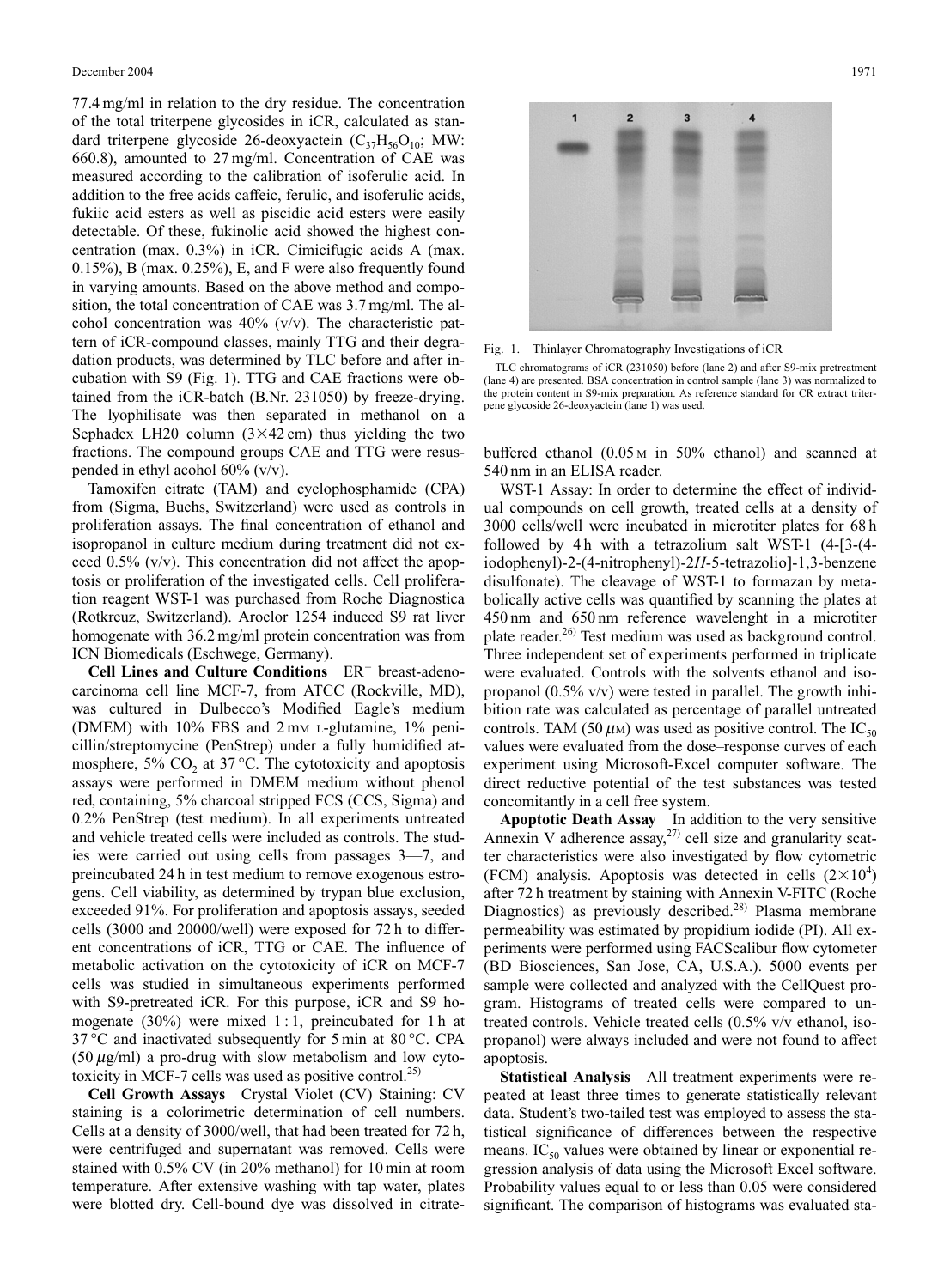77.4 mg/ml in relation to the dry residue. The concentration of the total triterpene glycosides in iCR, calculated as standard triterpene glycoside 26-deoxyactein ($C_{37}H_{56}O_{10}$; MW: 660.8), amounted to 27 mg/ml. Concentration of CAE was measured according to the calibration of isoferulic acid. In addition to the free acids caffeic, ferulic, and isoferulic acids, fukiic acid esters as well as piscidic acid esters were easily detectable. Of these, fukinolic acid showed the highest concentration (max. 0.3%) in iCR. Cimicifugic acids A (max. 0.15%), B (max. 0.25%), E, and F were also frequently found in varying amounts. Based on the above method and composition, the total concentration of CAE was 3.7 mg/ml. The alcohol concentration was 40% (v/v). The characteristic pattern of iCR-compound classes, mainly TTG and their degradation products, was determined by TLC before and after incubation with S9 (Fig. 1). TTG and CAE fractions were obtained from the iCR-batch (B.Nr. 231050) by freeze-drying. The lyophilisate was then separated in methanol on a Sephadex LH20 column (3×42 cm) thus yielding the two fractions. The compound groups CAE and TTG were resuspended in ethyl alcohol 60% (v/v).

Tamoxifen citrate (TAM) and cyclophosphamide (CPA) from (Sigma, Buchs, Switzerland) were used as controls in proliferation assays. The final concentration of ethanol and isopropanol in culture medium during treatment did not exceed 0.5% (v/v). This concentration did not affect the apoptosis or proliferation of the investigated cells. Cell proliferation reagent WST-1 was purchased from Roche Diagnostica (Rotkreuz, Switzerland). Aroclor 1254 induced S9 rat liver homogenate with 36.2 mg/ml protein concentration was from ICN Biomedicals (Eschwege, Germany).

**Cell Lines and Culture Conditions** $ER^+$ breast-adenocarcinoma cell line MCF-7, from ATCC (Rockville, MD), was cultured in Dulbecco's Modified Eagle's medium (DMEM) with 10% FBS and 2 mM L-glutamine, 1% penicillin/streptomycine (PenStrep) under a fully humidified atmosphere, 5% $CO_2$ at 37 °C. The cytotoxicity and apoptosis assays were performed in DMEM medium without phenol red, containing, 5% charcoal stripped FCS (CCS, Sigma) and 0.2% PenStrep (test medium). In all experiments untreated and vehicle treated cells were included as controls. The studies were carried out using cells from passages 3—7, and preincubated 24 h in test medium to remove exogenous estrogens. Cell viability, as determined by trypan blue exclusion, exceeded 91%. For proliferation and apoptosis assays, seeded cells (3000 and 20000/well) were exposed for 72 h to different concentrations of iCR, TTG or CAE. The influence of metabolic activation on the cytotoxicity of iCR on MCF-7 cells was studied in simultaneous experiments performed with S9-pretreated iCR. For this purpose, iCR and S9 homogenate (30%) were mixed 1 : 1, preincubated for 1 h at 37 °C and inactivated subsequently for 5 min at 80 °C. CPA (50 $\mu$g/ml) a pro-drug with slow metabolism and low cytotoxicity in MCF-7 cells was used as positive control.[25]

**Cell Growth Assays** Crystal Violet (CV) Staining: CV staining is a colorimetric determination of cell numbers. Cells at a density of 3000/well, that had been treated for 72 h, were centrifuged and supernatant was removed. Cells were stained with 0.5% CV (in 20% methanol) for 10 min at room temperature. After extensive washing with tap water, plates were blotted dry. Cell-bound dye was dissolved in citrate-buffered ethanol (0.05 M in 50% ethanol) and scanned at 540 nm in an ELISA reader.

Fig. 1. Thinlayer Chromatography Investigations of iCR

TLC chromatograms of iCR (231050) before (lane 2) and after S9-mix pretreatment (lane 4) are presented. BSA concentration in control sample (lane 3) was normalized to the protein content in S9-mix preparation. As reference standard for CR extract triterpene glycoside 26-deoxyactein (lane 1) was used.

WST-1 Assay: In order to determine the effect of individual compounds on cell growth, treated cells at a density of 3000 cells/well were incubated in microtiter plates for 68 h followed by 4 h with a tetrazolium salt WST-1 (4-[3-(4-iodophenyl)-2-(4-nitrophenyl)-2*H*-5-tetrazolio]-1,3-benzene disulfonate). The cleavage of WST-1 to formazan by metabolically active cells was quantified by scanning the plates at 450 nm and 650 nm reference wavelenght in a microtiter plate reader.[26] Test medium was used as background control. Three independent set of experiments performed in triplicate were evaluated. Controls with the solvents ethanol and isopropanol (0.5% v/v) were tested in parallel. The growth inhibition rate was calculated as percentage of parallel untreated controls. TAM (50 $\mu$M) was used as positive control. The $IC_{50}$ values were evaluated from the dose–response curves of each experiment using Microsoft-Excel computer software. The direct reductive potential of the test substances was tested concomitantly in a cell free system.

**Apoptotic Death Assay** In addition to the very sensitive Annexin V adherence assay,[27] cell size and granularity scatter characteristics were also investigated by flow cytometric (FCM) analysis. Apoptosis was detected in cells ($2\times10^4$) after 72 h treatment by staining with Annexin V-FITC (Roche Diagnostics) as previously described.[28] Plasma membrane permeability was estimated by propidium iodide (PI). All experiments were performed using FACScalibur flow cytometer (BD Biosciences, San Jose, CA, U.S.A.). 5000 events per sample were collected and analyzed with the CellQuest program. Histograms of treated cells were compared to untreated controls. Vehicle treated cells (0.5% v/v ethanol, isopropanol) were always included and were not found to affect apoptosis.

**Statistical Analysis** All treatment experiments were repeated at least three times to generate statistically relevant data. Student's two-tailed test was employed to assess the statistical significance of differences between the respective means. $IC_{50}$ values were obtained by linear or exponential regression analysis of data using the Microsoft Excel software. Probability values equal to or less than 0.05 were considered significant. The comparison of histograms was evaluated sta-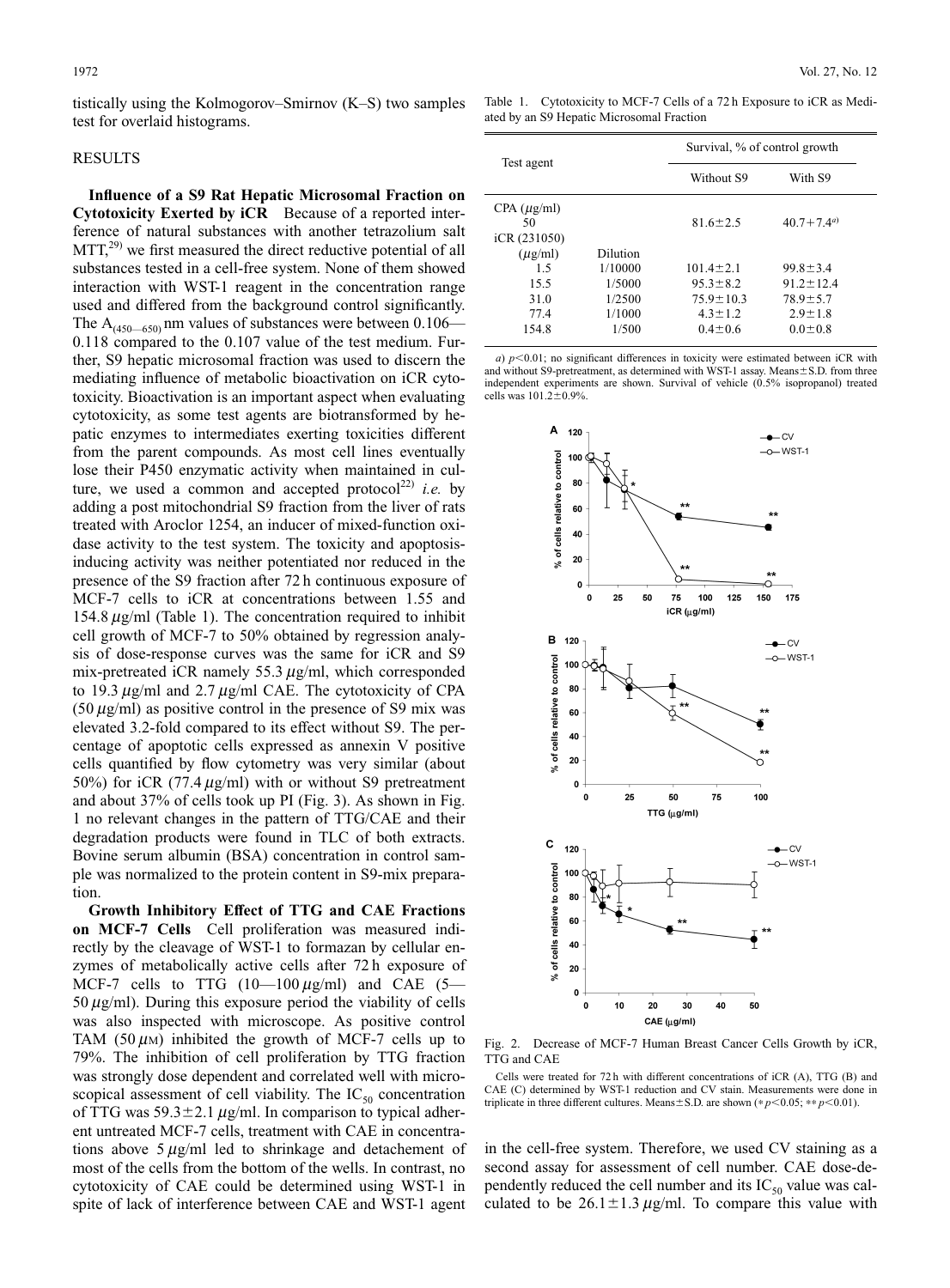tistically using the Kolmogorov–Smirnov (K–S) two samples test for overlaid histograms.

## RESULTS

**Influence of a S9 Rat Hepatic Microsomal Fraction on Cytotoxicity Exerted by iCR** Because of a reported interference of natural substances with another tetrazolium salt MTT,[29] we first measured the direct reductive potential of all substances tested in a cell-free system. None of them showed interaction with WST-1 reagent in the concentration range used and differed from the background control significantly. The $A_{(450—650)}$ nm values of substances were between 0.106—0.118 compared to the 0.107 value of the test medium. Further, S9 hepatic microsomal fraction was used to discern the mediating influence of metabolic bioactivation on iCR cytotoxicity. Bioactivation is an important aspect when evaluating cytotoxicity, as some test agents are biotransformed by hepatic enzymes to intermediates exerting toxicities different from the parent compounds. As most cell lines eventually lose their P450 enzymatic activity when maintained in culture, we used a common and accepted protocol[22] *i.e.* by adding a post mitochondrial S9 fraction from the liver of rats treated with Aroclor 1254, an inducer of mixed-function oxidase activity to the test system. The toxicity and apoptosis-inducing activity was neither potentiated nor reduced in the presence of the S9 fraction after 72 h continuous exposure of MCF-7 cells to iCR at concentrations between 1.55 and 154.8 $\mu$g/ml (Table 1). The concentration required to inhibit cell growth of MCF-7 to 50% obtained by regression analysis of dose-response curves was the same for iCR and S9 mix-pretreated iCR namely 55.3 $\mu$g/ml, which corresponded to 19.3 $\mu$g/ml and 2.7 $\mu$g/ml CAE. The cytotoxicity of CPA (50 $\mu$g/ml) as positive control in the presence of S9 mix was elevated 3.2-fold compared to its effect without S9. The percentage of apoptotic cells expressed as annexin V positive cells quantified by flow cytometry was very similar (about 50%) for iCR (77.4 $\mu$g/ml) with or without S9 pretreatment and about 37% of cells took up PI (Fig. 3). As shown in Fig. 1 no relevant changes in the pattern of TTG/CAE and their degradation products were found in TLC of both extracts. Bovine serum albumin (BSA) concentration in control sample was normalized to the protein content in S9-mix preparation.

**Growth Inhibitory Effect of TTG and CAE Fractions on MCF-7 Cells** Cell proliferation was measured indirectly by the cleavage of WST-1 to formazan by cellular enzymes of metabolically active cells after 72 h exposure of MCF-7 cells to TTG (10—100 $\mu$g/ml) and CAE (5—50 $\mu$g/ml). During this exposure period the viability of cells was also inspected with microscope. As positive control TAM (50 $\mu$M) inhibited the growth of MCF-7 cells up to 79%. The inhibition of cell proliferation by TTG fraction was strongly dose dependent and correlated well with microscopical assessment of cell viability. The $IC_{50}$ concentration of TTG was 59.3±2.1 $\mu$g/ml. In comparison to typical adherent untreated MCF-7 cells, treatment with CAE in concentrations above 5 $\mu$g/ml led to shrinkage and detachement of most of the cells from the bottom of the wells. In contrast, no cytotoxicity of CAE could be determined using WST-1 in spite of lack of interference between CAE and WST-1 agent in the cell-free system. Therefore, we used CV staining as a second assay for assessment of cell number. CAE dose-dependently reduced the cell number and its $IC_{50}$ value was calculated to be 26.1±1.3 $\mu$g/ml. To compare this value with

Table 1. Cytotoxicity to MCF-7 Cells of a 72 h Exposure to iCR as Mediated by an S9 Hepatic Microsomal Fraction

| Test agent | | Survival, % of control growth | |
|---|---|---|---|
| | | Without S9 | With S9 |
| CPA ($\mu$g/ml) | | | |
| 50 | | 81.6±2.5 | 40.7+7.4[a)] |
| iCR (231050) ($\mu$g/ml) | Dilution | | |
| 1.5 | 1/10000 | 101.4±2.1 | 99.8±3.4 |
| 15.5 | 1/5000 | 95.3±8.2 | 91.2±12.4 |
| 31.0 | 1/2500 | 75.9±10.3 | 78.9±5.7 |
| 77.4 | 1/1000 | 4.3±1.2 | 2.9±1.8 |
| 154.8 | 1/500 | 0.4±0.6 | 0.0±0.8 |

*a)* $p<0.01$; no significant differences in toxicity were estimated between iCR with and without S9-pretreatment, as determined with WST-1 assay. Means±S.D. from three independent experiments are shown. Survival of vehicle (0.5% isopropanol) treated cells was 101.2±0.9%.

Fig. 2. Decrease of MCF-7 Human Breast Cancer Cells Growth by iCR, TTG and CAE

Cells were treated for 72 h with different concentrations of iCR (A), TTG (B) and CAE (C) determined by WST-1 reduction and CV stain. Measurements were done in triplicate in three different cultures. Means±S.D. are shown (* $p<0.05$; ** $p<0.01$).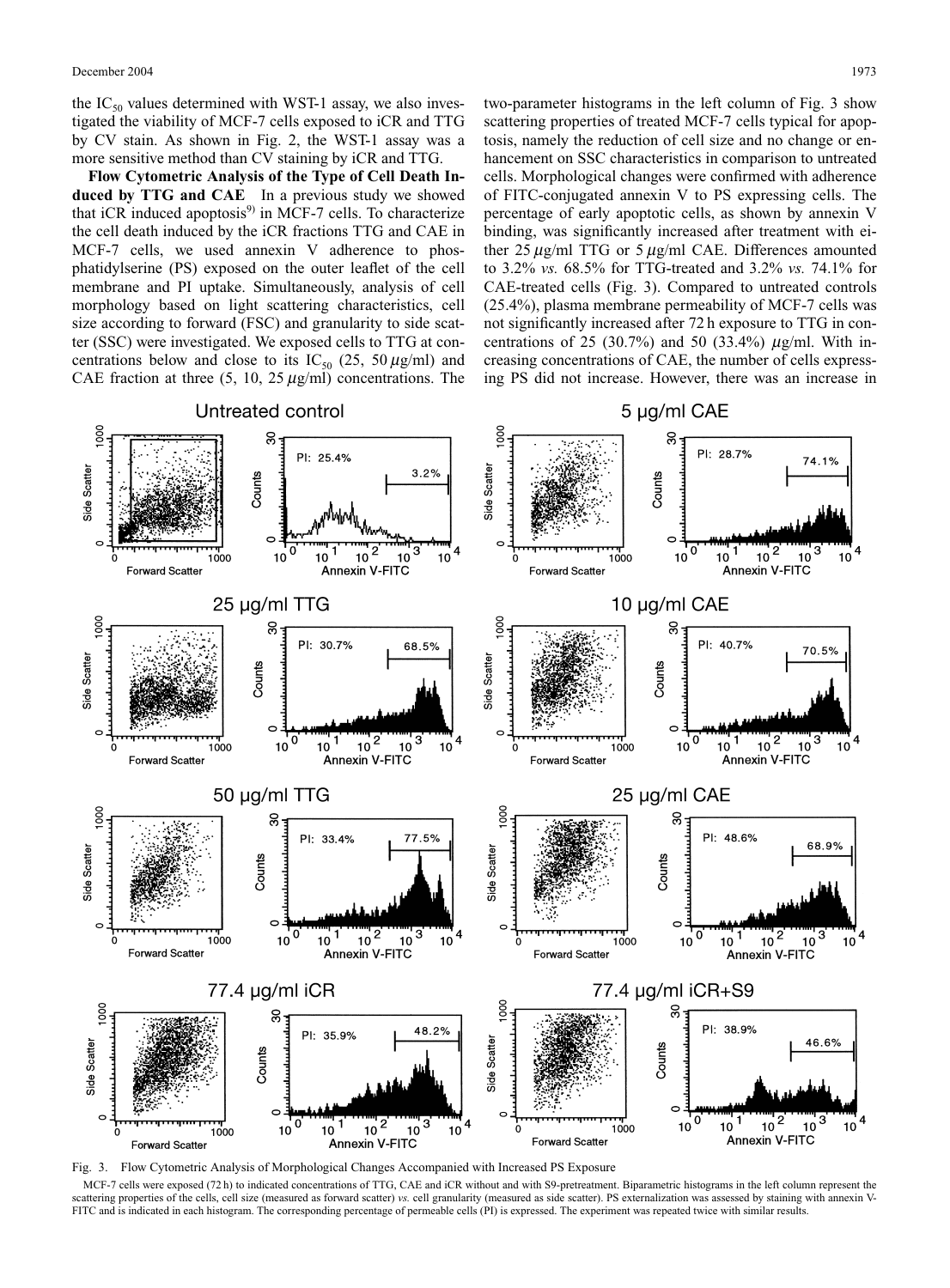the $IC_{50}$ values determined with WST-1 assay, we also investigated the viability of MCF-7 cells exposed to iCR and TTG by CV stain. As shown in Fig. 2, the WST-1 assay was a more sensitive method than CV staining by iCR and TTG.

**Flow Cytometric Analysis of the Type of Cell Death Induced by TTG and CAE** In a previous study we showed that iCR induced apoptosis[9] in MCF-7 cells. To characterize the cell death induced by the iCR fractions TTG and CAE in MCF-7 cells, we used annexin V adherence to phosphatidylserine (PS) exposed on the outer leaflet of the cell membrane and PI uptake. Simultaneously, analysis of cell morphology based on light scattering characteristics, cell size according to forward (FSC) and granularity to side scatter (SSC) were investigated. We exposed cells to TTG at concentrations below and close to its $IC_{50}$ (25, 50 $\mu$g/ml) and CAE fraction at three (5, 10, 25 $\mu$g/ml) concentrations. The two-parameter histograms in the left column of Fig. 3 show scattering properties of treated MCF-7 cells typical for apoptosis, namely the reduction of cell size and no change or enhancement on SSC characteristics in comparison to untreated cells. Morphological changes were confirmed with adherence of FITC-conjugated annexin V to PS expressing cells. The percentage of early apoptotic cells, as shown by annexin V binding, was significantly increased after treatment with either 25 $\mu$g/ml TTG or 5 $\mu$g/ml CAE. Differences amounted to 3.2% *vs.* 68.5% for TTG-treated and 3.2% *vs.* 74.1% for CAE-treated cells (Fig. 3). Compared to untreated controls (25.4%), plasma membrane permeability of MCF-7 cells was not significantly increased after 72 h exposure to TTG in concentrations of 25 (30.7%) and 50 (33.4%) $\mu$g/ml. With increasing concentrations of CAE, the number of cells expressing PS did not increase. However, there was an increase in

Fig. 3. Flow Cytometric Analysis of Morphological Changes Accompanied with Increased PS Exposure

MCF-7 cells were exposed (72 h) to indicated concentrations of TTG, CAE and iCR without and with S9-pretreatment. Biparametric histograms in the left column represent the scattering properties of the cells, cell size (measured as forward scatter) *vs.* cell granularity (measured as side scatter). PS externalization was assessed by staining with annexin V-FITC and is indicated in each histogram. The corresponding percentage of permeable cells (PI) is expressed. The experiment was repeated twice with similar results.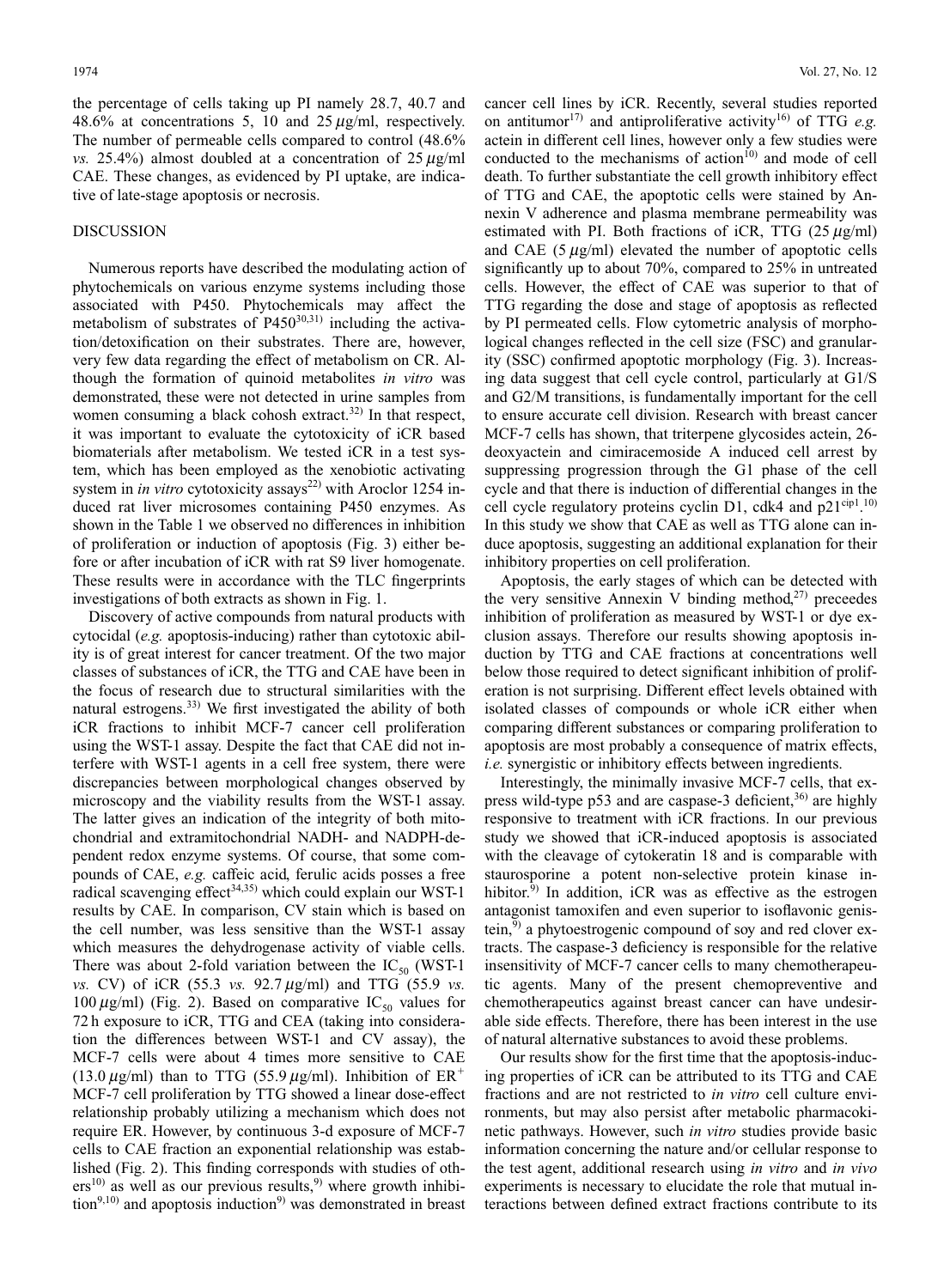the percentage of cells taking up PI namely 28.7, 40.7 and 48.6% at concentrations 5, 10 and 25 $\mu$g/ml, respectively. The number of permeable cells compared to control (48.6% *vs.* 25.4%) almost doubled at a concentration of 25 $\mu$g/ml CAE. These changes, as evidenced by PI uptake, are indicative of late-stage apoptosis or necrosis.

## DISCUSSION

Numerous reports have described the modulating action of phytochemicals on various enzyme systems including those associated with P450. Phytochemicals may affect the metabolism of substrates of P450[30,31] including the activation/detoxification on their substrates. There are, however, very few data regarding the effect of metabolism on CR. Although the formation of quinoid metabolites *in vitro* was demonstrated, these were not detected in urine samples from women consuming a black cohosh extract.[32] In that respect, it was important to evaluate the cytotoxicity of iCR based biomaterials after metabolism. We tested iCR in a test system, which has been employed as the xenobiotic activating system in *in vitro* cytotoxicity assays[22] with Aroclor 1254 induced rat liver microsomes containing P450 enzymes. As shown in the Table 1 we observed no differences in inhibition of proliferation or induction of apoptosis (Fig. 3) either before or after incubation of iCR with rat S9 liver homogenate. These results were in accordance with the TLC fingerprints investigations of both extracts as shown in Fig. 1.

Discovery of active compounds from natural products with cytocidal (*e.g.* apoptosis-inducing) rather than cytotoxic ability is of great interest for cancer treatment. Of the two major classes of substances of iCR, the TTG and CAE have been in the focus of research due to structural similarities with the natural estrogens.[33] We first investigated the ability of both iCR fractions to inhibit MCF-7 cancer cell proliferation using the WST-1 assay. Despite the fact that CAE did not interfere with WST-1 agents in a cell free system, there were discrepancies between morphological changes observed by microscopy and the viability results from the WST-1 assay. The latter gives an indication of the integrity of both mitochondrial and extramitochondrial NADH- and NADPH-dependent redox enzyme systems. Of course, that some compounds of CAE, *e.g.* caffeic acid, ferulic acids posses a free radical scavenging effect[34,35] which could explain our WST-1 results by CAE. In comparison, CV stain which is based on the cell number, was less sensitive than the WST-1 assay which measures the dehydrogenase activity of viable cells. There was about 2-fold variation between the $IC_{50}$ (WST-1 *vs.* CV) of iCR (55.3 *vs.* 92.7 $\mu$g/ml) and TTG (55.9 *vs.* 100 $\mu$g/ml) (Fig. 2). Based on comparative $IC_{50}$ values for 72 h exposure to iCR, TTG and CEA (taking into consideration the differences between WST-1 and CV assay), the MCF-7 cells were about 4 times more sensitive to CAE (13.0 $\mu$g/ml) than to TTG (55.9 $\mu$g/ml). Inhibition of $ER^+$ MCF-7 cell proliferation by TTG showed a linear dose-effect relationship probably utilizing a mechanism which does not require ER. However, by continuous 3-d exposure of MCF-7 cells to CAE fraction an exponential relationship was established (Fig. 2). This finding corresponds with studies of others[10] as well as our previous results,[9] where growth inhibition[9,10] and apoptosis induction[9] was demonstrated in breast cancer cell lines by iCR. Recently, several studies reported on antitumor[17] and antiproliferative activity[16] of TTG *e.g.* actein in different cell lines, however only a few studies were conducted to the mechanisms of action[10] and mode of cell death. To further substantiate the apoptotic cell growth inhibitory effect of TTG and CAE, the apoptotic cells were stained by Annexin V adherence and plasma membrane permeability was estimated with PI. Both fractions of iCR, TTG (25 $\mu$g/ml) and CAE (5 $\mu$g/ml) elevated the number of apoptotic cells significantly up to about 70%, compared to 25% in untreated cells. However, the effect of CAE was superior to that of TTG regarding the dose and stage of apoptosis as reflected by PI permeated cells. Flow cytometric analysis of morphological changes reflected in the cell size (FSC) and granularity (SSC) confirmed apoptotic morphology (Fig. 3). Increasing data suggest that cell cycle control, particularly at G1/S and G2/M transitions, is fundamentally important for the cell to ensure accurate cell division. Research with breast cancer MCF-7 cells has shown, that triterpene glycosides actein, 26-deoxyactein and cimiracemoside A induced cell arrest by suppressing progression through the G1 phase of the cell cycle and that there is induction of differential changes in the cell cycle regulatory proteins cyclin D1, cdk4 and $p21^{cip1}$.[10] In this study we show that CAE as well as TTG alone can induce apoptosis, suggesting an additional explanation for their inhibitory properties on cell proliferation.

Apoptosis, the early stages of which can be detected with the very sensitive Annexin V binding method,[27] preceedes inhibition of proliferation as measured by WST-1 or dye exclusion assays. Therefore our results showing apoptosis induction by TTG and CAE fractions at concentrations well below those required to detect significant inhibition of proliferation is not surprising. Different effect levels obtained with isolated classes of compounds or whole iCR either when comparing different substances or comparing proliferation to apoptosis are most probably a consequence of matrix effects, *i.e.* synergistic or inhibitory effects between ingredients.

Interestingly, the minimally invasive MCF-7 cells, that express wild-type p53 and are caspase-3 deficient,[36] are highly responsive to treatment with iCR fractions. In our previous study we showed that iCR-induced apoptosis is associated with the cleavage of cytokeratin 18 and is comparable with staurosporine a potent non-selective protein kinase inhibitor.[9] In addition, iCR was as effective as the estrogen antagonist tamoxifen and even superior to isoflavonic genistein,[9] a phytoestrogenic compound of soy and red clover extracts. The caspase-3 deficiency is responsible for the relative insensitivity of MCF-7 cancer cells to many chemotherapeutic agents. Many of the present chemopreventive and chemotherapeutics against breast cancer can have undesirable side effects. Therefore, there has been interest in the use of natural alternative substances to avoid these problems.

Our results show for the first time that the apoptosis-inducing properties of iCR can be attributed to its TTG and CAE fractions and are not restricted to *in vitro* cell culture environments, but may also persist after metabolic pharmacokinetic pathways. However, such *in vitro* studies provide basic information concerning the nature and/or cellular response to the test agent, additional research using *in vitro* and *in vivo* experiments is necessary to elucidate the role that mutual interactions between defined extract fractions contribute to its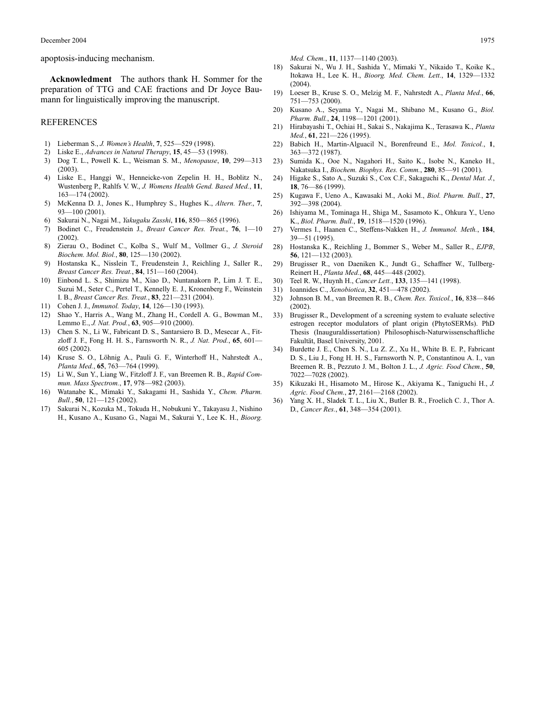apoptosis-inducing mechanism.

**Acknowledment** The authors thank H. Sommer for the preparation of TTG and CAE fractions and Dr Joyce Baumann for linguistically improving the manuscript.

## REFERENCES

1) Lieberman S., *J. Women's Health*, **7**, 525—529 (1998).
2) Liske E., *Advances in Natural Therapy*, **15**, 45—53 (1998).
3) Dog T. L., Powell K. L., Weisman S. M., *Menopause*, **10**, 299—313 (2003).
4) Liske E., Hanggi W., Henneicke-von Zepelin H. H., Boblitz N., Wustenberg P., Rahlfs V. W., *J. Womens Health Gend. Based Med.*, **11**, 163—174 (2002).
5) McKenna D. J., Jones K., Humphrey S., Hughes K., *Altern. Ther.*, **7**, 93—100 (2001).
6) Sakurai N., Nagai M., *Yakugaku Zasshi*, **116**, 850—865 (1996).
7) Bodinet C., Freudenstein J., *Breast Cancer Res. Treat.*, **76**, 1—10 (2002).
8) Zierau O., Bodinet C., Kolba S., Wulf M., Vollmer G., *J. Steroid Biochem. Mol. Biol.*, **80**, 125—130 (2002).
9) Hostanska K., Nisslein T., Freudenstein J., Reichling J., Saller R., *Breast Cancer Res. Treat.*, **84**, 151—160 (2004).
10) Einbond L. S., Shimizu M., Xiao D., Nuntanakorn P., Lim J. T. E., Suzui M., Seter C., Pertel T., Kennelly E. J., Kronenberg F., Weinstein I. B., *Breast Cancer Res. Treat.*, **83**, 221—231 (2004).
11) Cohen J. J., *Immunol. Today*, **14**, 126—130 (1993).
12) Shao Y., Harris A., Wang M., Zhang H., Cordell A. G., Bowman M., Lemmo E., *J. Nat. Prod.*, **63**, 905—910 (2000).
13) Chen S. N., Li W., Fabricant D. S., Santarsiero B. D., Mesecar A., Fitzloff J. F., Fong H. H. S., Farnsworth N. R., *J. Nat. Prod.*, **65**, 601—605 (2002).
14) Kruse S. O., Löhnig A., Pauli G. F., Winterhoff H., Nahrstedt A., *Planta Med.*, **65**, 763—764 (1999).
15) Li W., Sun Y., Liang W., Fitzloff J. F., van Breemen R. B., *Rapid Commun. Mass Spectrom.*, **17**, 978—982 (2003).
16) Watanabe K., Mimaki Y., Sakagami H., Sashida Y., *Chem. Pharm. Bull.*, **50**, 121—125 (2002).
17) Sakurai N., Kozuka M., Tokuda H., Nobukuni Y., Takayasu J., Nishino H., Kusano A., Kusano G., Nagai M., Sakurai Y., Lee K. H., *Bioorg. Med. Chem.*, **11**, 1137—1140 (2003).
18) Sakurai N., Wu J. H., Sashida Y., Mimaki Y., Nikaido T., Koike K., Itokawa H., Lee K. H., *Bioorg. Med. Chem. Lett.*, **14**, 1329—1332 (2004).
19) Loeser B., Kruse S. O., Melzig M. F., Nahrstedt A., *Planta Med.*, **66**, 751—753 (2000).
20) Kusano A., Seyama Y., Nagai M., Shibano M., Kusano G., *Biol. Pharm. Bull.*, **24**, 1198—1201 (2001).
21) Hirabayashi T., Ochiai H., Sakai S., Nakajima K., Terasawa K., *Planta Med.*, **61**, 221—226 (1995).
22) Babich H., Martin-Alguacil N., Borenfreund E., *Mol. Toxicol.*, **1**, 363—372 (1987).
23) Sumida K., Ooe N., Nagahori H., Saito K., Isobe N., Kaneko H., Nakatsuka I., *Biochem. Biophys. Res. Comm.*, **280**, 85—91 (2001).
24) Higake S., Sato A., Suzuki S., Cox C.F., Sakaguchi K., *Dental Mat. J.*, **18**, 76—86 (1999).
25) Kugawa F., Ueno A., Kawasaki M., Aoki M., *Biol. Pharm. Bull.*, **27**, 392—398 (2004).
26) Ishiyama M., Tominaga H., Shiga M., Sasamoto K., Ohkura Y., Ueno K., *Biol. Pharm. Bull.*, **19**, 1518—1520 (1996).
27) Vermes I., Haanen C., Steffens-Nakken H., *J. Immunol. Meth.*, **184**, 39—51 (1995).
28) Hostanska K., Reichling J., Bommer S., Weber M., Saller R., *EJPB*, **56**, 121—132 (2003).
29) Brugisser R., von Daeniken K., Jundt G., Schaffner W., Tullberg-Reinert H., *Planta Med.*, **68**, 445—448 (2002).
30) Teel R. W., Huynh H., *Cancer Lett.*, **133**, 135—141 (1998).
31) Ioannides C., *Xenobiotica*, **32**, 451—478 (2002).
32) Johnson B. M., van Breemen R. B., *Chem. Res. Toxicol.*, **16**, 838—846 (2002).
33) Brugisser R., Development of a screening system to evaluate selective estrogen receptor modulators of plant origin (PhytoSERMs). PhD Thesis (Inauguraldissertation) Philosophisch-Naturwissenschaftliche Fakultät, Basel University, 2001.
34) Burdette J. E., Chen S. N., Lu Z. Z., Xu H., White B. E. P., Fabricant D. S., Liu J., Fong H. H. S., Farnsworth N. P., Constantinou A. I., van Breemen R. B., Pezzuto J. M., Bolton J. L., *J. Agric. Food Chem.*, **50**, 7022—7028 (2002).
35) Kikuzaki H., Hisamoto M., Hirose K., Akiyama K., Taniguchi H., *J. Agric. Food Chem.*, **27**, 2161—2168 (2002).
36) Yang X. H., Sladek T. L., Liu X., Butler B. R., Froelich C. J., Thor A. D., *Cancer Res.*, **61**, 348—354 (2001).